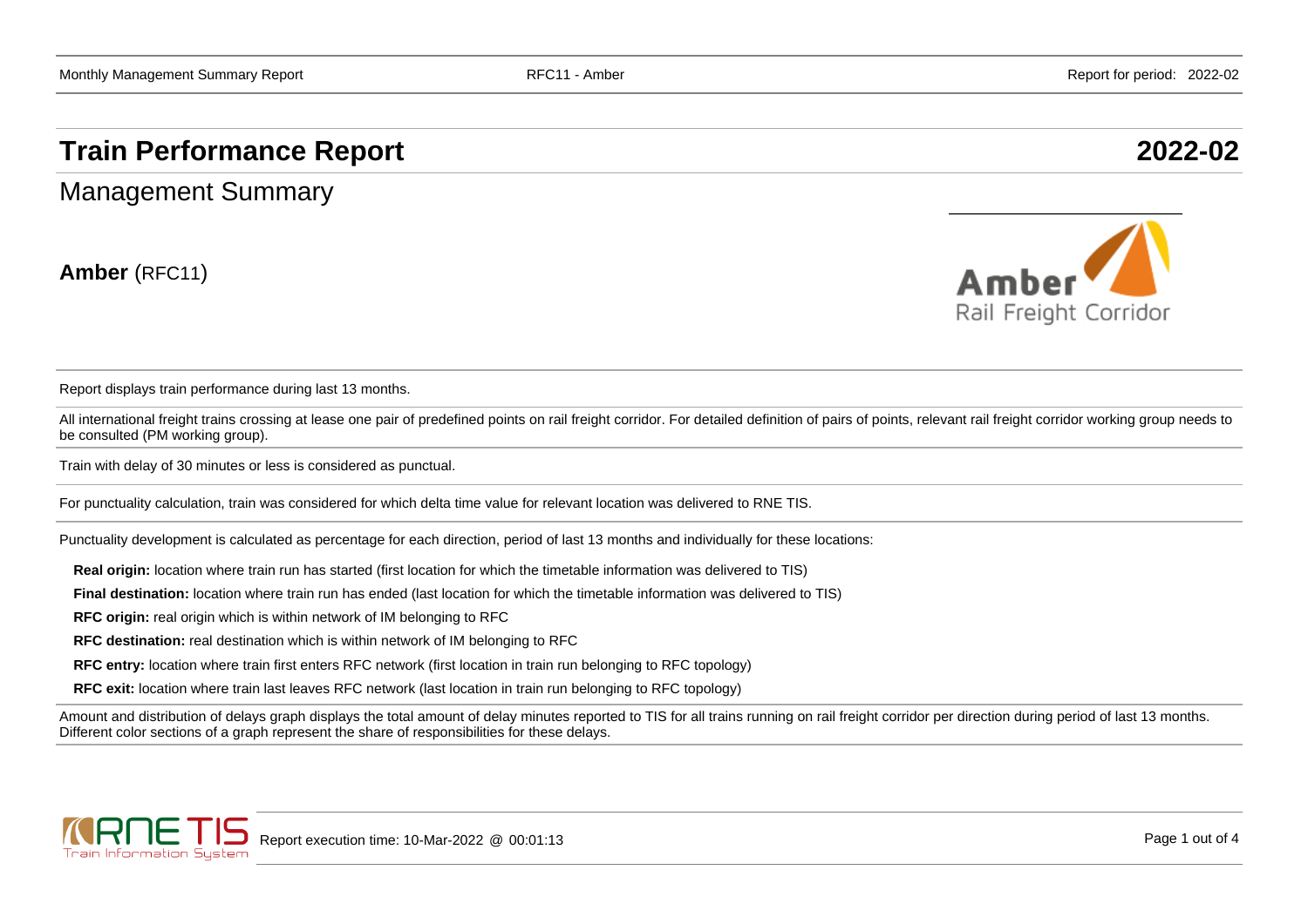# Train Performance Report 2022-02

## Management Summary

**Amber** (RFC11)

Report displays train performance during last 13 months.

All international freight trains crossing at lease one pair of predefined points on rail freight corridor. For detailed definition of pairs of points, relevant rail freight corridor working group needs to be consulted (PM working group).

Train with delay of 30 minutes or less is considered as punctual.

For punctuality calculation, train was considered for which delta time value for relevant location was delivered to RNE TIS.

Punctuality development is calculated as percentage for each direction, period of last 13 months and individually for these locations:

**Real origin:** location where train run has started (first location for which the timetable information was delivered to TIS)

**Final destination:** location where train run has ended (last location for which the timetable information was delivered to TIS)

**RFC origin:** real origin which is within network of IM belonging to RFC

**RFC destination:** real destination which is within network of IM belonging to RFC

**RFC entry:** location where train first enters RFC network (first location in train run belonging to RFC topology)

**RFC exit:** location where train last leaves RFC network (last location in train run belonging to RFC topology)

Amount and distribution of delays graph displays the total amount of delay minutes reported to TIS for all trains running on rail freight corridor per direction during period of last 13 months. Different color sections of a graph represent the share of responsibilities for these delays.

Report execution time: 10-Mar-2022 @ 00:01:13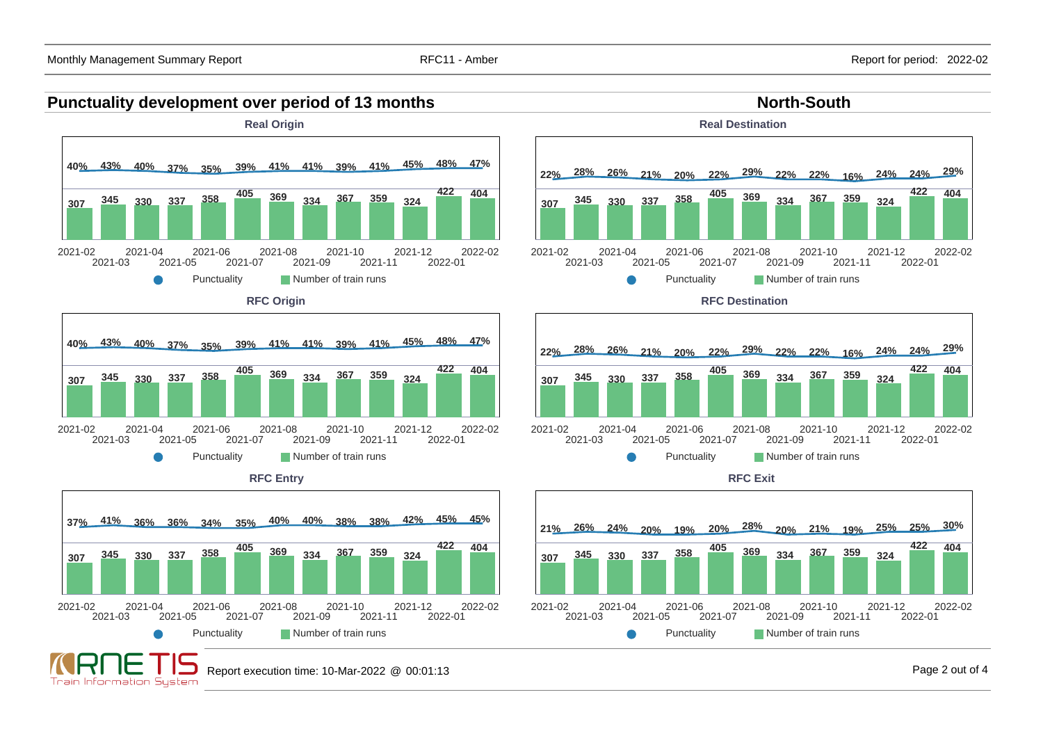## Punctuality development over period of 13 months

## North-South

### Real Origin

| Month | 2021-02 | 2021-03 | 2021-04 | 2021-05 | 2021-06 | 2021-07 | 2021-08 | 2021-09 | 2021-10 | 2021-11 | 2021-12 | 2022-01 | 2022-02 |
|---|---|---|---|---|---|---|---|---|---|---|---|---|---|
| Punctuality | 40% | 43% | 40% | 37% | 35% | 39% | 41% | 41% | 39% | 41% | 45% | 48% | 47% |
| Number of train runs | 307 | 345 | 330 | 337 | 358 | 405 | 369 | 334 | 367 | 359 | 324 | 422 | 404 |

### Real Destination

| Month | 2021-02 | 2021-03 | 2021-04 | 2021-05 | 2021-06 | 2021-07 | 2021-08 | 2021-09 | 2021-10 | 2021-11 | 2021-12 | 2022-01 | 2022-02 |
|---|---|---|---|---|---|---|---|---|---|---|---|---|---|
| Punctuality | 22% | 28% | 26% | 21% | 20% | 22% | 29% | 22% | 22% | 16% | 24% | 24% | 29% |
| Number of train runs | 307 | 345 | 330 | 337 | 358 | 405 | 369 | 334 | 367 | 359 | 324 | 422 | 404 |

### RFC Origin

| Month | 2021-02 | 2021-03 | 2021-04 | 2021-05 | 2021-06 | 2021-07 | 2021-08 | 2021-09 | 2021-10 | 2021-11 | 2021-12 | 2022-01 | 2022-02 |
|---|---|---|---|---|---|---|---|---|---|---|---|---|---|
| Punctuality | 40% | 43% | 40% | 37% | 35% | 39% | 41% | 41% | 39% | 41% | 45% | 48% | 47% |
| Number of train runs | 307 | 345 | 330 | 337 | 358 | 405 | 369 | 334 | 367 | 359 | 324 | 422 | 404 |

### RFC Destination

| Month | 2021-02 | 2021-03 | 2021-04 | 2021-05 | 2021-06 | 2021-07 | 2021-08 | 2021-09 | 2021-10 | 2021-11 | 2021-12 | 2022-01 | 2022-02 |
|---|---|---|---|---|---|---|---|---|---|---|---|---|---|
| Punctuality | 22% | 28% | 26% | 21% | 20% | 22% | 29% | 22% | 22% | 16% | 24% | 24% | 29% |
| Number of train runs | 307 | 345 | 330 | 337 | 358 | 405 | 369 | 334 | 367 | 359 | 324 | 422 | 404 |

### RFC Entry

| Month | 2021-02 | 2021-03 | 2021-04 | 2021-05 | 2021-06 | 2021-07 | 2021-08 | 2021-09 | 2021-10 | 2021-11 | 2021-12 | 2022-01 | 2022-02 |
|---|---|---|---|---|---|---|---|---|---|---|---|---|---|
| Punctuality | 37% | 41% | 36% | 36% | 34% | 35% | 40% | 40% | 38% | 38% | 42% | 45% | 45% |
| Number of train runs | 307 | 345 | 330 | 337 | 358 | 405 | 369 | 334 | 367 | 359 | 324 | 422 | 404 |

### RFC Exit

| Month | 2021-02 | 2021-03 | 2021-04 | 2021-05 | 2021-06 | 2021-07 | 2021-08 | 2021-09 | 2021-10 | 2021-11 | 2021-12 | 2022-01 | 2022-02 |
|---|---|---|---|---|---|---|---|---|---|---|---|---|---|
| Punctuality | 21% | 26% | 24% | 20% | 19% | 20% | 28% | 20% | 21% | 19% | 25% | 25% | 30% |
| Number of train runs | 307 | 345 | 330 | 337 | 358 | 405 | 369 | 334 | 367 | 359 | 324 | 422 | 404 |

Report execution time: 10-Mar-2022 @ 00:01:13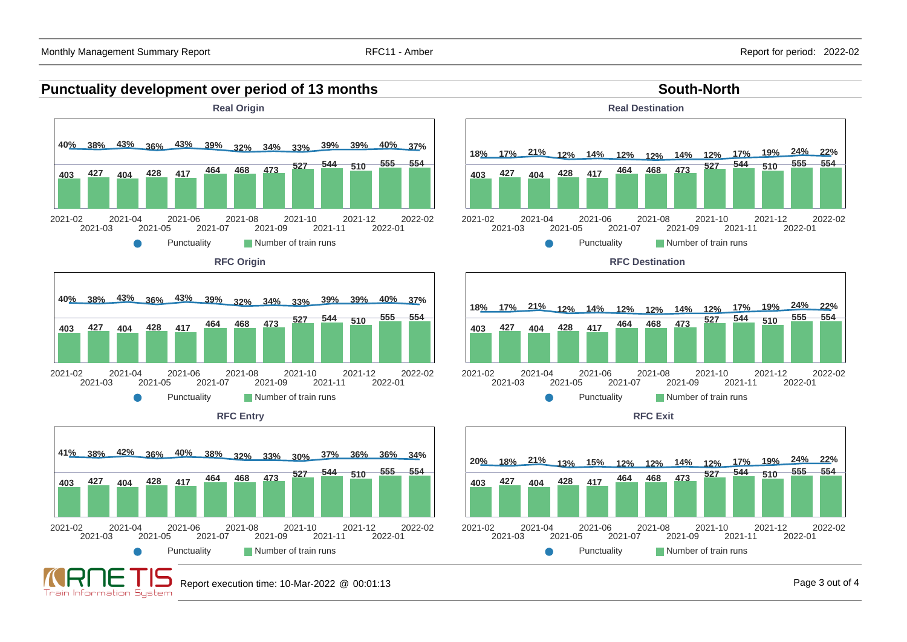## Punctuality development over period of 13 months

## South-North

### Real Origin

| Month | 2021-02 | 2021-03 | 2021-04 | 2021-05 | 2021-06 | 2021-07 | 2021-08 | 2021-09 | 2021-10 | 2021-11 | 2021-12 | 2022-01 | 2022-02 |
|---|---|---|---|---|---|---|---|---|---|---|---|---|---|
| Punctuality | 40% | 38% | 43% | 36% | 43% | 39% | 32% | 34% | 33% | 39% | 39% | 40% | 37% |
| Number of train runs | 403 | 427 | 404 | 428 | 417 | 464 | 468 | 473 | 527 | 544 | 510 | 555 | 554 |

### Real Destination

| Month | 2021-02 | 2021-03 | 2021-04 | 2021-05 | 2021-06 | 2021-07 | 2021-08 | 2021-09 | 2021-10 | 2021-11 | 2021-12 | 2022-01 | 2022-02 |
|---|---|---|---|---|---|---|---|---|---|---|---|---|---|
| Punctuality | 18% | 17% | 21% | 12% | 14% | 12% | 12% | 14% | 12% | 17% | 19% | 24% | 22% |
| Number of train runs | 403 | 427 | 404 | 428 | 417 | 464 | 468 | 473 | 527 | 544 | 510 | 555 | 554 |

### RFC Origin

| Month | 2021-02 | 2021-03 | 2021-04 | 2021-05 | 2021-06 | 2021-07 | 2021-08 | 2021-09 | 2021-10 | 2021-11 | 2021-12 | 2022-01 | 2022-02 |
|---|---|---|---|---|---|---|---|---|---|---|---|---|---|
| Punctuality | 40% | 38% | 43% | 36% | 43% | 39% | 32% | 34% | 33% | 39% | 39% | 40% | 37% |
| Number of train runs | 403 | 427 | 404 | 428 | 417 | 464 | 468 | 473 | 527 | 544 | 510 | 555 | 554 |

### RFC Destination

| Month | 2021-02 | 2021-03 | 2021-04 | 2021-05 | 2021-06 | 2021-07 | 2021-08 | 2021-09 | 2021-10 | 2021-11 | 2021-12 | 2022-01 | 2022-02 |
|---|---|---|---|---|---|---|---|---|---|---|---|---|---|
| Punctuality | 18% | 17% | 21% | 12% | 14% | 12% | 12% | 14% | 12% | 17% | 19% | 24% | 22% |
| Number of train runs | 403 | 427 | 404 | 428 | 417 | 464 | 468 | 473 | 527 | 544 | 510 | 555 | 554 |

### RFC Entry

| Month | 2021-02 | 2021-03 | 2021-04 | 2021-05 | 2021-06 | 2021-07 | 2021-08 | 2021-09 | 2021-10 | 2021-11 | 2021-12 | 2022-01 | 2022-02 |
|---|---|---|---|---|---|---|---|---|---|---|---|---|---|
| Punctuality | 41% | 38% | 42% | 36% | 40% | 38% | 32% | 33% | 30% | 37% | 36% | 36% | 34% |
| Number of train runs | 403 | 427 | 404 | 428 | 417 | 464 | 468 | 473 | 527 | 544 | 510 | 555 | 554 |

### RFC Exit

| Month | 2021-02 | 2021-03 | 2021-04 | 2021-05 | 2021-06 | 2021-07 | 2021-08 | 2021-09 | 2021-10 | 2021-11 | 2021-12 | 2022-01 | 2022-02 |
|---|---|---|---|---|---|---|---|---|---|---|---|---|---|
| Punctuality | 20% | 18% | 21% | 13% | 15% | 12% | 12% | 14% | 12% | 17% | 19% | 24% | 22% |
| Number of train runs | 403 | 427 | 404 | 428 | 417 | 464 | 468 | 473 | 527 | 544 | 510 | 555 | 554 |

Report execution time: 10-Mar-2022 @ 00:01:13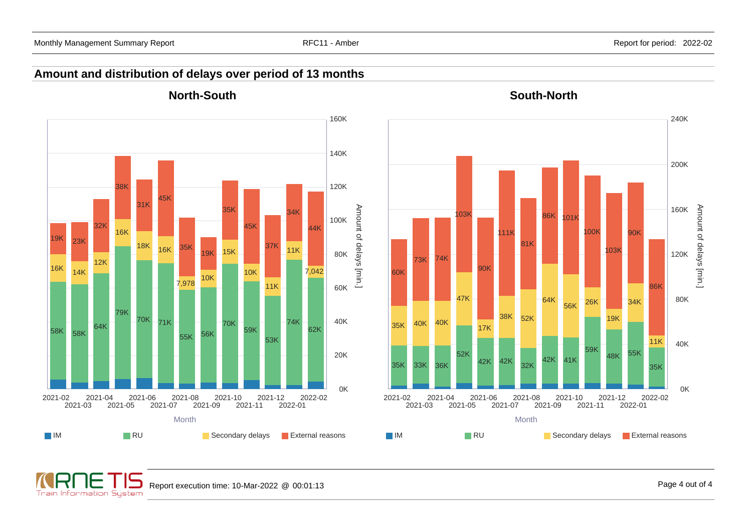## Amount and distribution of delays over period of 13 months

### North-South

160K
140K
120K
100K
80K
60K
40K
20K
0K

Amount of delays [min.]

19K 23K 32K 38K 31K 45K 35K 19K 35K 45K 37K 34K 44K
16K 14K 12K 16K 18K 16K 7,978 10K 15K 10K 11K 11K 7,042
58K 58K 64K 79K 70K 71K 55K 56K 70K 59K 53K 74K 62K

2021-02 2021-03 2021-04 2021-05 2021-06 2021-07 2021-08 2021-09 2021-10 2021-11 2021-12 2022-01 2022-02

Month

IM RU Secondary delays External reasons

### South-North

240K
200K
160K
120K
80K
40K
0K

Amount of delays [min.]

60K 73K 74K 103K 90K 111K 81K 86K 101K 100K 103K 90K 86K
35K 40K 40K 47K 17K 38K 52K 64K 56K 26K 19K 34K 11K
35K 33K 36K 52K 42K 42K 32K 42K 41K 59K 48K 55K 35K

2021-02 2021-03 2021-04 2021-05 2021-06 2021-07 2021-08 2021-09 2021-10 2021-11 2021-12 2022-01 2022-02

Month

IM RU Secondary delays External reasons